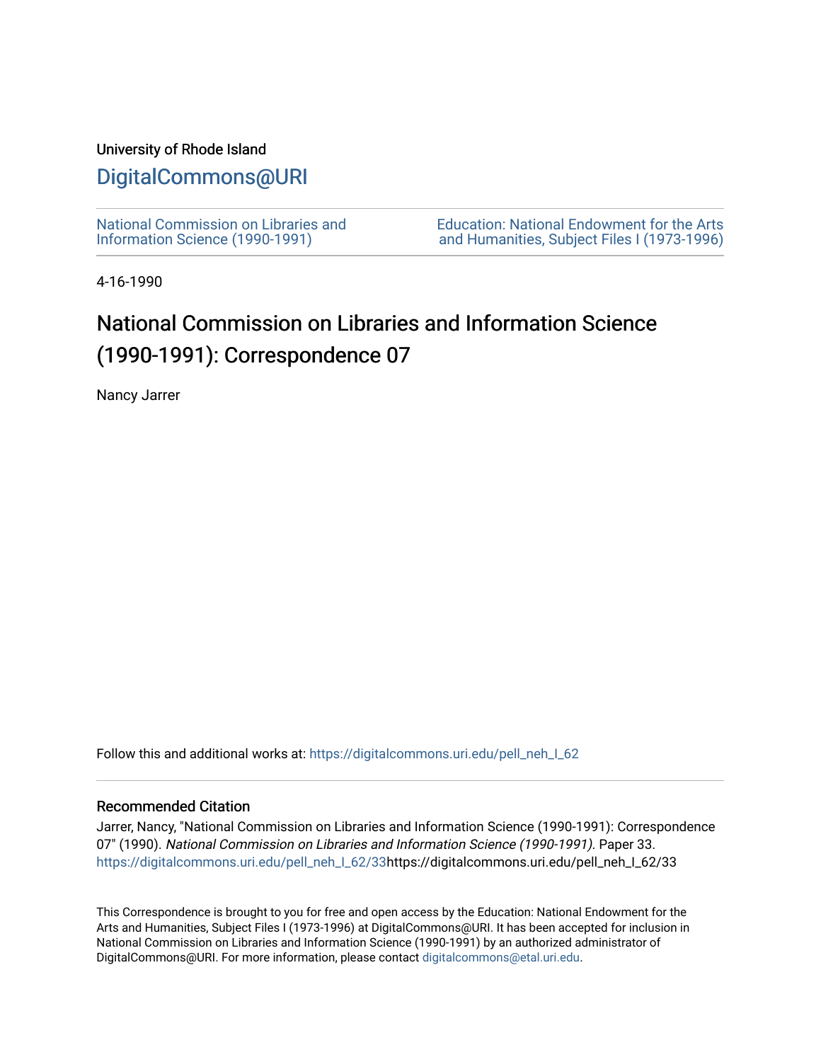University of Rhode Island

# DigitalCommons@URI

National Commission on Libraries and Information Science (1990-1991)

Education: National Endowment for the Arts and Humanities, Subject Files I (1973-1996)

4-16-1990

# National Commission on Libraries and Information Science (1990-1991): Correspondence 07

Nancy Jarrer

Follow this and additional works at: https://digitalcommons.uri.edu/pell_neh_I_62

## Recommended Citation

Jarrer, Nancy, "National Commission on Libraries and Information Science (1990-1991): Correspondence 07" (1990). *National Commission on Libraries and Information Science (1990-1991).* Paper 33. https://digitalcommons.uri.edu/pell_neh_I_62/33https://digitalcommons.uri.edu/pell_neh_I_62/33

This Correspondence is brought to you for free and open access by the Education: National Endowment for the Arts and Humanities, Subject Files I (1973-1996) at DigitalCommons@URI. It has been accepted for inclusion in National Commission on Libraries and Information Science (1990-1991) by an authorized administrator of DigitalCommons@URI. For more information, please contact digitalcommons@etal.uri.edu.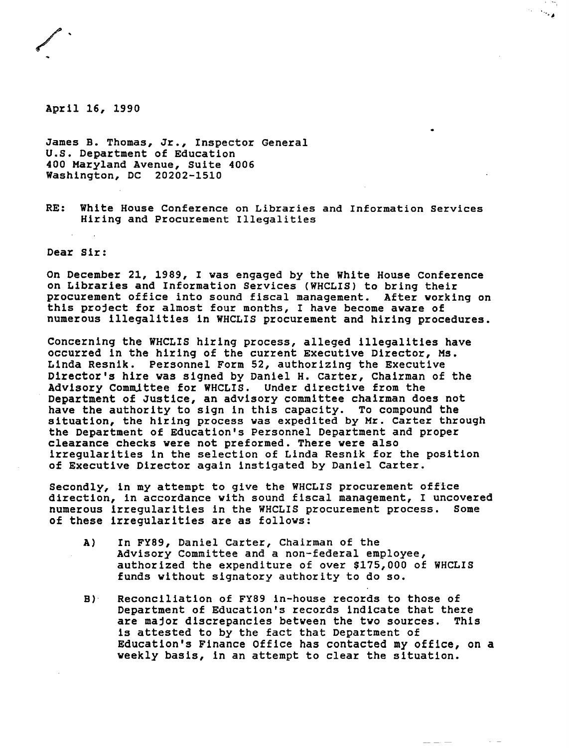April 16, 1990

James B. Thomas, Jr., Inspector General
U.S. Department of Education
400 Maryland Avenue, Suite 4006
Washington, DC 20202-1510

RE: White House Conference on Libraries and Information Services
Hiring and Procurement Illegalities

Dear Sir:

On December 21, 1989, I was engaged by the White House Conference on Libraries and Information Services (WHCLIS) to bring their procurement office into sound fiscal management. After working on this project for almost four months, I have become aware of numerous illegalities in WHCLIS procurement and hiring procedures.

Concerning the WHCLIS hiring process, alleged illegalities have occurred in the hiring of the current Executive Director, Ms. Linda Resnik. Personnel Form 52, authorizing the Executive Director's hire was signed by Daniel H. Carter, Chairman of the Advisory Committee for WHCLIS. Under directive from the Department of Justice, an advisory committee chairman does not have the authority to sign in this capacity. To compound the situation, the hiring process was expedited by Mr. Carter through the Department of Education's Personnel Department and proper clearance checks were not preformed. There were also irregularities in the selection of Linda Resnik for the position of Executive Director again instigated by Daniel Carter.

Secondly, in my attempt to give the WHCLIS procurement office direction, in accordance with sound fiscal management, I uncovered numerous irregularities in the WHCLIS procurement process. Some of these irregularities are as follows:

A) In FY89, Daniel Carter, Chairman of the Advisory Committee and a non-federal employee, authorized the expenditure of over $175,000 of WHCLIS funds without signatory authority to do so.

B) Reconciliation of FY89 in-house records to those of Department of Education's records indicate that there are major discrepancies between the two sources. This is attested to by the fact that Department of Education's Finance Office has contacted my office, on a weekly basis, in an attempt to clear the situation.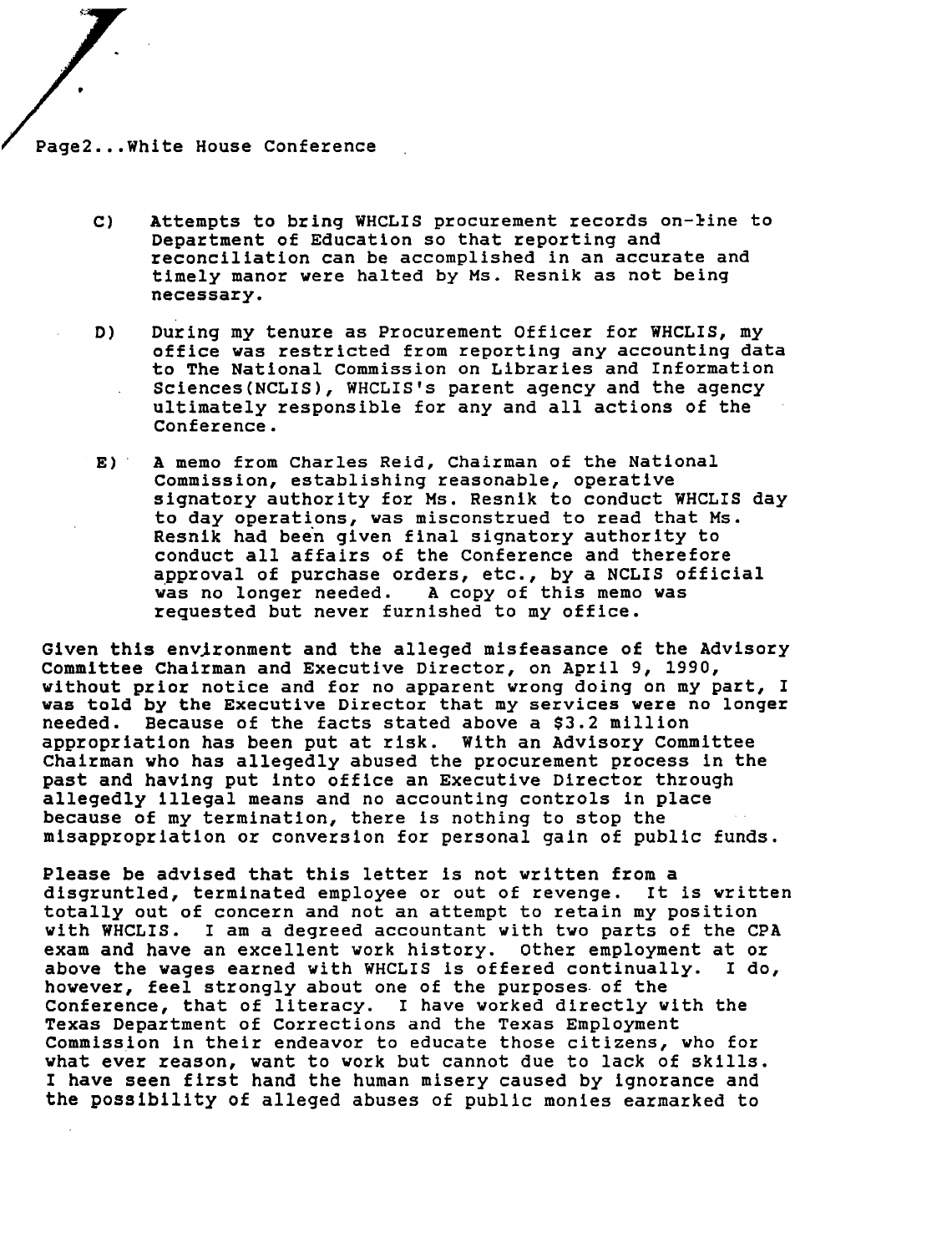Page2...White House Conference

C) Attempts to bring WHCLIS procurement records on-line to Department of Education so that reporting and reconciliation can be accomplished in an accurate and timely manor were halted by Ms. Resnik as not being necessary.

D) During my tenure as Procurement Officer for WHCLIS, my office was restricted from reporting any accounting data to The National Commission on Libraries and Information Sciences(NCLIS), WHCLIS's parent agency and the agency ultimately responsible for any and all actions of the Conference.

E) A memo from Charles Reid, Chairman of the National Commission, establishing reasonable, operative signatory authority for Ms. Resnik to conduct WHCLIS day to day operations, was misconstrued to read that Ms. Resnik had been given final signatory authority to conduct all affairs of the Conference and therefore approval of purchase orders, etc., by a NCLIS official was no longer needed. A copy of this memo was requested but never furnished to my office.

Given this environment and the alleged misfeasance of the Advisory Committee Chairman and Executive Director, on April 9, 1990, without prior notice and for no apparent wrong doing on my part, I was told by the Executive Director that my services were no longer needed. Because of the facts stated above a $3.2 million appropriation has been put at risk. With an Advisory Committee Chairman who has allegedly abused the procurement process in the past and having put into office an Executive Director through allegedly illegal means and no accounting controls in place because of my termination, there is nothing to stop the misappropriation or conversion for personal gain of public funds.

Please be advised that this letter is not written from a disgruntled, terminated employee or out of revenge. It is written totally out of concern and not an attempt to retain my position with WHCLIS. I am a degreed accountant with two parts of the CPA exam and have an excellent work history. Other employment at or above the wages earned with WHCLIS is offered continually. I do, however, feel strongly about one of the purposes of the Conference, that of literacy. I have worked directly with the Texas Department of Corrections and the Texas Employment Commission in their endeavor to educate those citizens, who for what ever reason, want to work but cannot due to lack of skills. I have seen first hand the human misery caused by ignorance and the possibility of alleged abuses of public monies earmarked to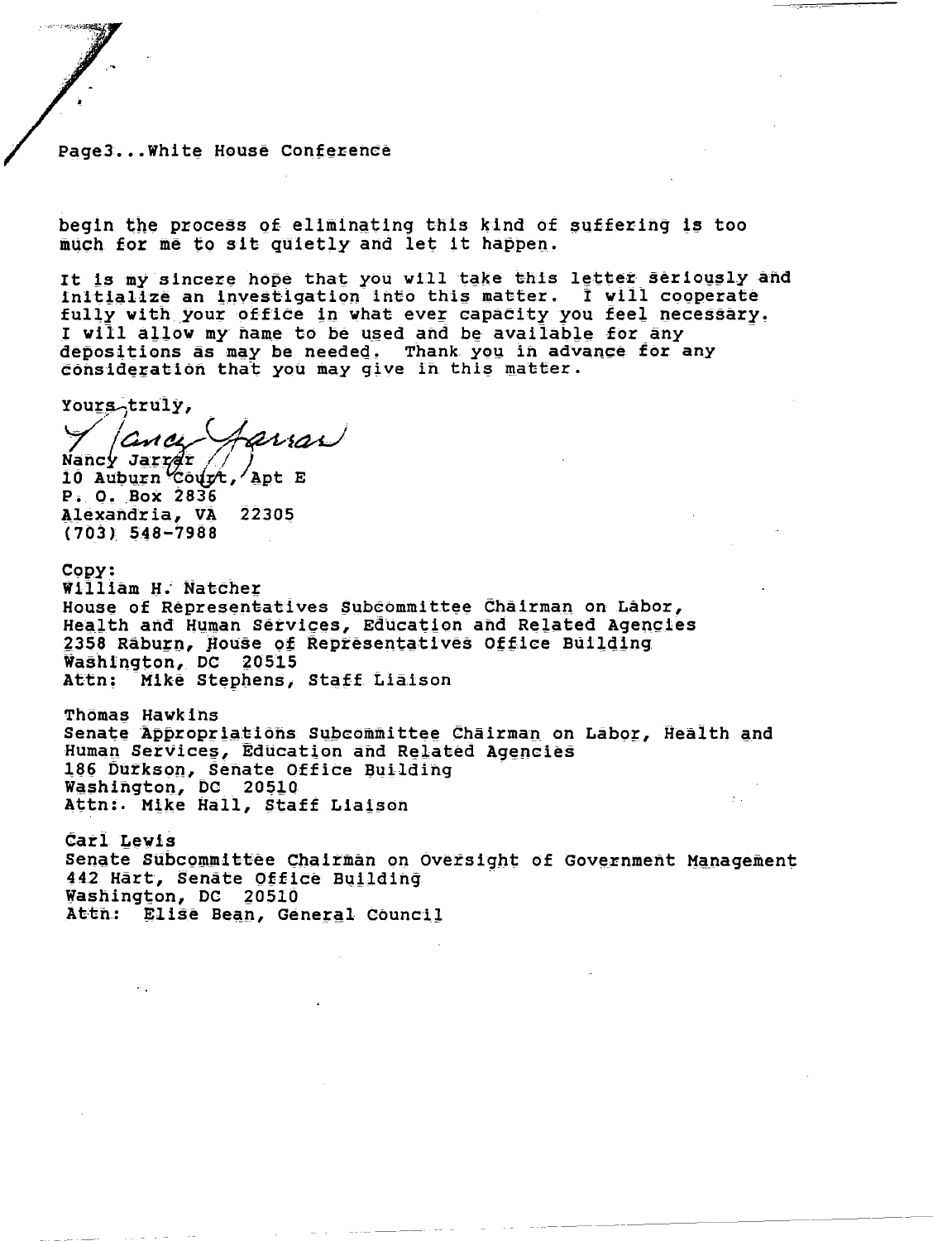begin the process of eliminating this kind of suffering is too much for me to sit quietly and let it happen.

It is my sincere hope that you will take this letter seriously and initialize an investigation into this matter. I will cooperate fully with your office in what ever capacity you feel necessary. I will allow my name to be used and be available for any depositions as may be needed. Thank you in advance for any consideration that you may give in this matter.

Yours truly,

Nancy Jarrar  
10 Auburn Court, Apt E  
P. O. Box 2836  
Alexandria, VA 22305  
(703) 548-7988

Copy:  
William H. Natcher  
House of Representatives Subcommittee Chairman on Labor, Health and Human Services, Education and Related Agencies  
2358 Raburn, House of Representatives Office Building  
Washington, DC 20515  
Attn: Mike Stephens, Staff Liaison

Thomas Hawkins  
Senate Appropriations Subcommittee Chairman on Labor, Health and Human Services, Education and Related Agencies  
186 Durkson, Senate Office Building  
Washington, DC 20510  
Attn:. Mike Hall, Staff Liaison

Carl Lewis  
Senate Subcommittee Chairman on Oversight of Government Management  
442 Hart, Senate Office Building  
Washington, DC 20510  
Attn: Elise Bean, General Council